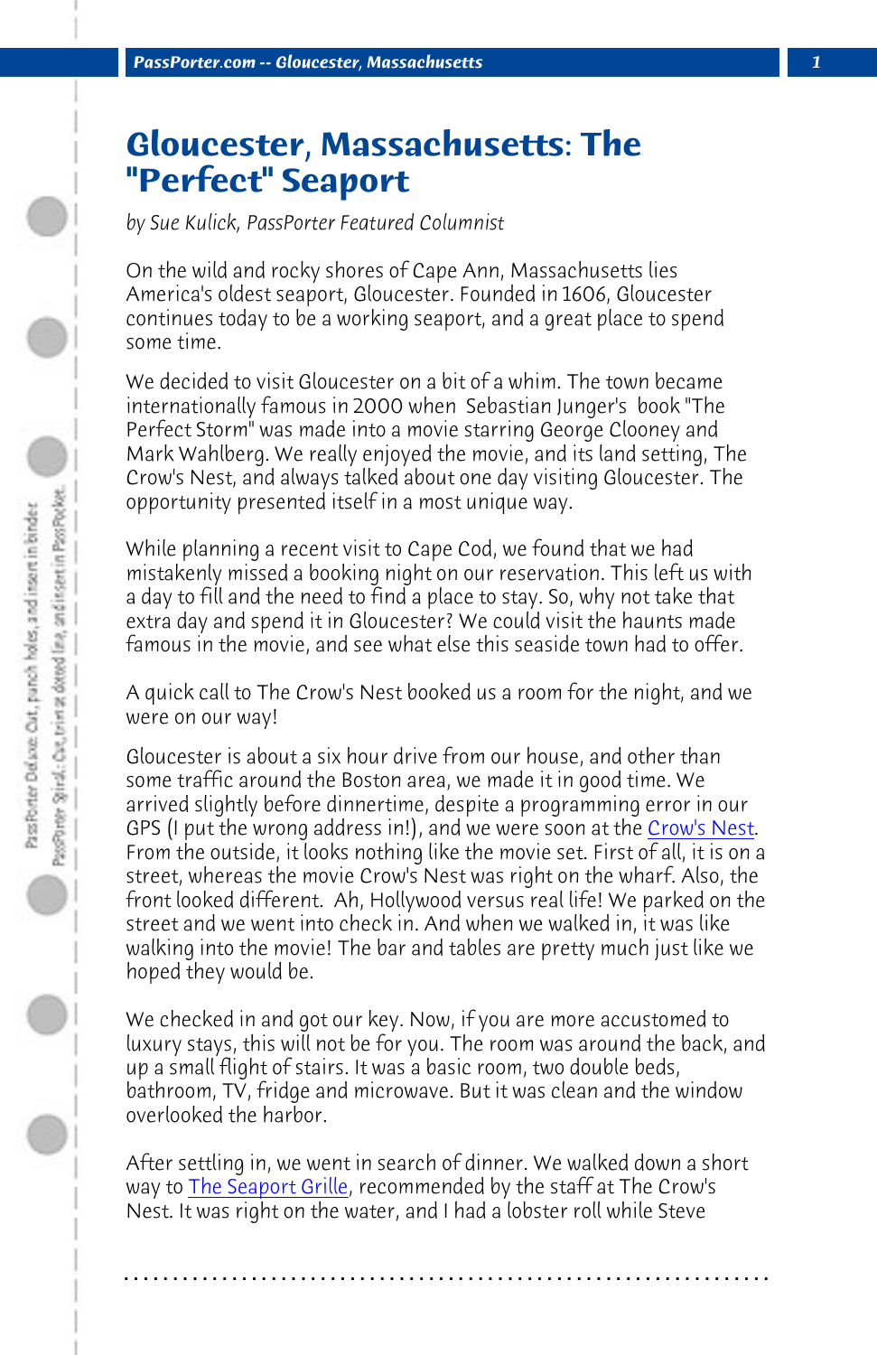# Gloucester, Massachusetts: The "Perfect" Seaport

*by Sue Kulick, PassPorter Featured Columnist*

On the wild and rocky shores of Cape Ann, Massachusetts lies America's oldest seaport, Gloucester. Founded in 1606, Gloucester continues today to be a working seaport, and a great place to spend some time.

We decided to visit Gloucester on a bit of a whim. The town became internationally famous in 2000 when Sebastian Junger's book "The Perfect Storm" was made into a movie starring George Clooney and Mark Wahlberg. We really enjoyed the movie, and its land setting, The Crow's Nest, and always talked about one day visiting Gloucester. The opportunity presented itself in a most unique way.

While planning a recent visit to Cape Cod, we found that we had mistakenly missed a booking night on our reservation. This left us with a day to fill and the need to find a place to stay. So, why not take that extra day and spend it in Gloucester? We could visit the haunts made famous in the movie, and see what else this seaside town had to offer.

A quick call to The Crow's Nest booked us a room for the night, and we were on our way!

Gloucester is about a six hour drive from our house, and other than some traffic around the Boston area, we made it in good time. We arrived slightly before dinnertime, despite a programming error in our GPS (I put the wrong address in!), and we were soon at the Crow's Nest. From the outside, it looks nothing like the movie set. First of all, it is on a street, whereas the movie Crow's Nest was right on the wharf. Also, the front looked different. Ah, Hollywood versus real life! We parked on the street and we went into check in. And when we walked in, it was like walking into the movie! The bar and tables are pretty much just like we hoped they would be.

We checked in and got our key. Now, if you are more accustomed to luxury stays, this will not be for you. The room was around the back, and up a small flight of stairs. It was a basic room, two double beds, bathroom, TV, fridge and microwave. But it was clean and the window overlooked the harbor.

After settling in, we went in search of dinner. We walked down a short way to The Seaport Grille, recommended by the staff at The Crow's Nest. It was right on the water, and I had a lobster roll while Steve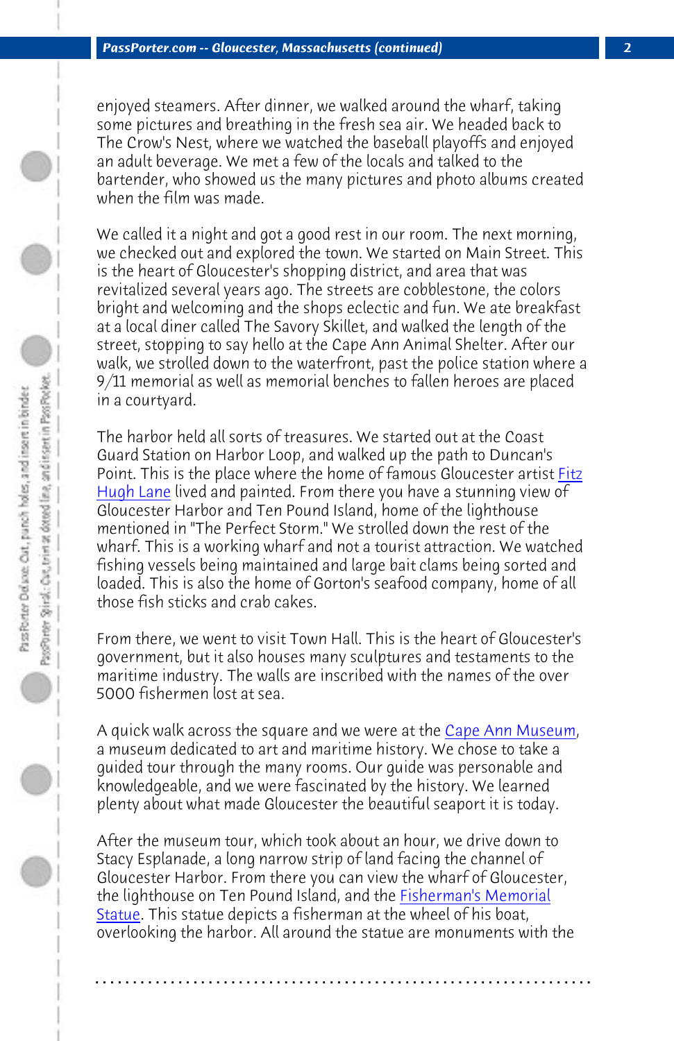enjoyed steamers. After dinner, we walked around the wharf, taking some pictures and breathing in the fresh sea air. We headed back to The Crow's Nest, where we watched the baseball playoffs and enjoyed an adult beverage. We met a few of the locals and talked to the bartender, who showed us the many pictures and photo albums created when the film was made.

We called it a night and got a good rest in our room. The next morning, we checked out and explored the town. We started on Main Street. This is the heart of Gloucester's shopping district, and area that was revitalized several years ago. The streets are cobblestone, the colors bright and welcoming and the shops eclectic and fun. We ate breakfast at a local diner called The Savory Skillet, and walked the length of the street, stopping to say hello at the Cape Ann Animal Shelter. After our walk, we strolled down to the waterfront, past the police station where a 9/11 memorial as well as memorial benches to fallen heroes are placed in a courtyard.

The harbor held all sorts of treasures. We started out at the Coast Guard Station on Harbor Loop, and walked up the path to Duncan's Point. This is the place where the home of famous Gloucester artist Fitz Hugh Lane lived and painted. From there you have a stunning view of Gloucester Harbor and Ten Pound Island, home of the lighthouse mentioned in "The Perfect Storm." We strolled down the rest of the wharf. This is a working wharf and not a tourist attraction. We watched fishing vessels being maintained and large bait clams being sorted and loaded. This is also the home of Gorton's seafood company, home of all those fish sticks and crab cakes.

From there, we went to visit Town Hall. This is the heart of Gloucester's government, but it also houses many sculptures and testaments to the maritime industry. The walls are inscribed with the names of the over 5000 fishermen lost at sea.

A quick walk across the square and we were at the Cape Ann Museum, a museum dedicated to art and maritime history. We chose to take a guided tour through the many rooms. Our guide was personable and knowledgeable, and we were fascinated by the history. We learned plenty about what made Gloucester the beautiful seaport it is today.

After the museum tour, which took about an hour, we drive down to Stacy Esplanade, a long narrow strip of land facing the channel of Gloucester Harbor. From there you can view the wharf of Gloucester, the lighthouse on Ten Pound Island, and the Fisherman's Memorial Statue. This statue depicts a fisherman at the wheel of his boat, overlooking the harbor. All around the statue are monuments with the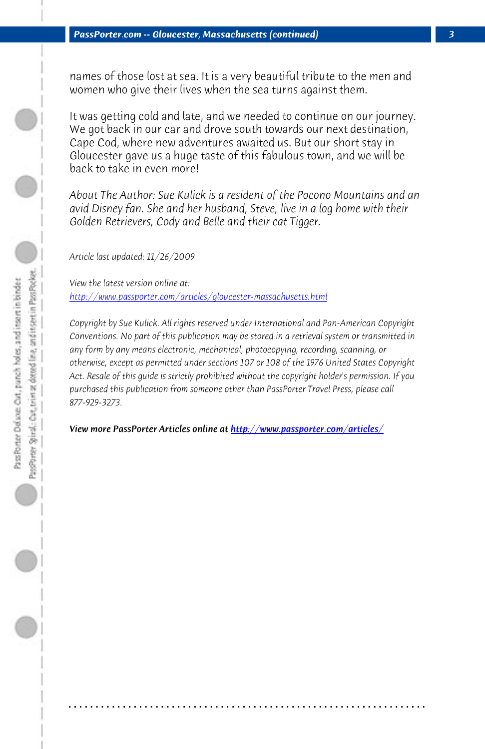names of those lost at sea. It is a very beautiful tribute to the men and women who give their lives when the sea turns against them.

It was getting cold and late, and we needed to continue on our journey. We got back in our car and drove south towards our next destination, Cape Cod, where new adventures awaited us. But our short stay in Gloucester gave us a huge taste of this fabulous town, and we will be back to take in even more!

*About The Author: Sue Kulick is a resident of the Pocono Mountains and an avid Disney fan. She and her husband, Steve, live in a log home with their Golden Retrievers, Cody and Belle and their cat Tigger.*

*Article last updated: 11/26/2009*

*View the latest version online at:*
*http://www.passporter.com/articles/gloucester-massachusetts.html*

*Copyright by Sue Kulick. All rights reserved under International and Pan-American Copyright Conventions. No part of this publication may be stored in a retrieval system or transmitted in any form by any means electronic, mechanical, photocopying, recording, scanning, or otherwise, except as permitted under sections 107 or 108 of the 1976 United States Copyright Act. Resale of this guide is strictly prohibited without the copyright holder's permission. If you purchased this publication from someone other than PassPorter Travel Press, please call 877-929-3273.*

***View more PassPorter Articles online at http://www.passporter.com/articles/***